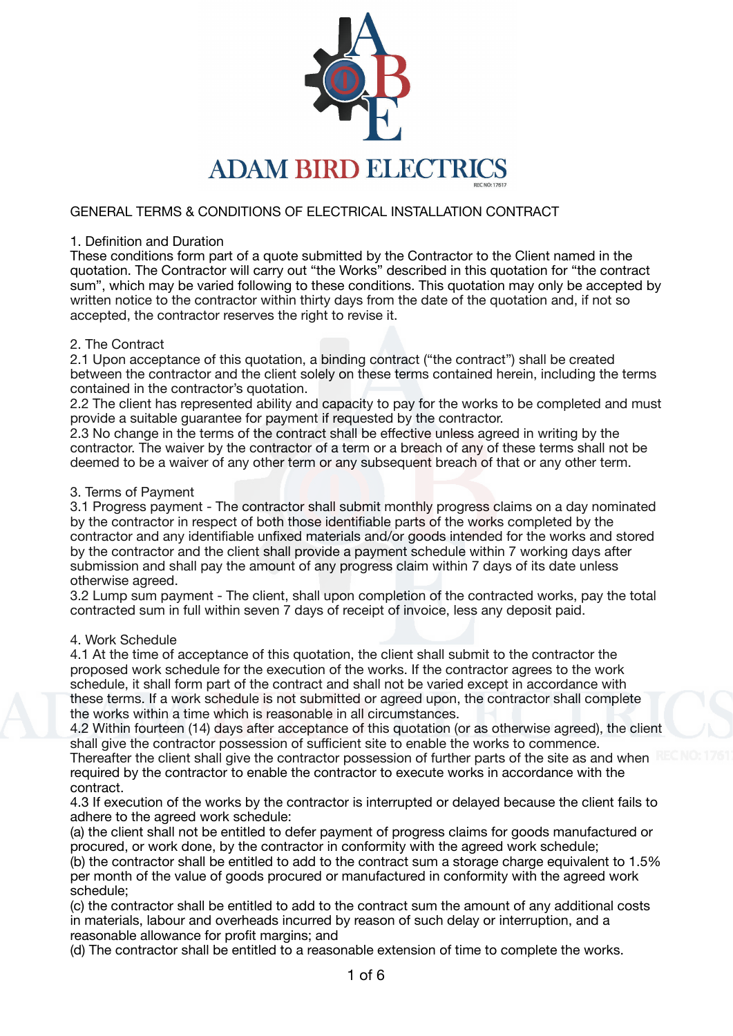# ADAM BIRD ELECTRICS

REC NO: 17617

## GENERAL TERMS & CONDITIONS OF ELECTRICAL INSTALLATION CONTRACT

### 1. Definition and Duration

These conditions form part of a quote submitted by the Contractor to the Client named in the quotation. The Contractor will carry out "the Works" described in this quotation for "the contract sum", which may be varied following to these conditions. This quotation may only be accepted by written notice to the contractor within thirty days from the date of the quotation and, if not so accepted, the contractor reserves the right to revise it.

### 2. The Contract

2.1 Upon acceptance of this quotation, a binding contract ("the contract") shall be created between the contractor and the client solely on these terms contained herein, including the terms contained in the contractor's quotation.
2.2 The client has represented ability and capacity to pay for the works to be completed and must provide a suitable guarantee for payment if requested by the contractor.
2.3 No change in the terms of the contract shall be effective unless agreed in writing by the contractor. The waiver by the contractor of a term or a breach of any of these terms shall not be deemed to be a waiver of any other term or any subsequent breach of that or any other term.

### 3. Terms of Payment

3.1 Progress payment - The contractor shall submit monthly progress claims on a day nominated by the contractor in respect of both those identifiable parts of the works completed by the contractor and any identifiable unfixed materials and/or goods intended for the works and stored by the contractor and the client shall provide a payment schedule within 7 working days after submission and shall pay the amount of any progress claim within 7 days of its date unless otherwise agreed.
3.2 Lump sum payment - The client, shall upon completion of the contracted works, pay the total contracted sum in full within seven 7 days of receipt of invoice, less any deposit paid.

### 4. Work Schedule

4.1 At the time of acceptance of this quotation, the client shall submit to the contractor the proposed work schedule for the execution of the works. If the contractor agrees to the work schedule, it shall form part of the contract and shall not be varied except in accordance with these terms. If a work schedule is not submitted or agreed upon, the contractor shall complete the works within a time which is reasonable in all circumstances.
4.2 Within fourteen (14) days after acceptance of this quotation (or as otherwise agreed), the client shall give the contractor possession of sufficient site to enable the works to commence. Thereafter the client shall give the contractor possession of further parts of the site as and when required by the contractor to enable the contractor to execute works in accordance with the contract.
4.3 If execution of the works by the contractor is interrupted or delayed because the client fails to adhere to the agreed work schedule:
(a) the client shall not be entitled to defer payment of progress claims for goods manufactured or procured, or work done, by the contractor in conformity with the agreed work schedule;
(b) the contractor shall be entitled to add to the contract sum a storage charge equivalent to 1.5% per month of the value of goods procured or manufactured in conformity with the agreed work schedule;
(c) the contractor shall be entitled to add to the contract sum the amount of any additional costs in materials, labour and overheads incurred by reason of such delay or interruption, and a reasonable allowance for profit margins; and
(d) The contractor shall be entitled to a reasonable extension of time to complete the works.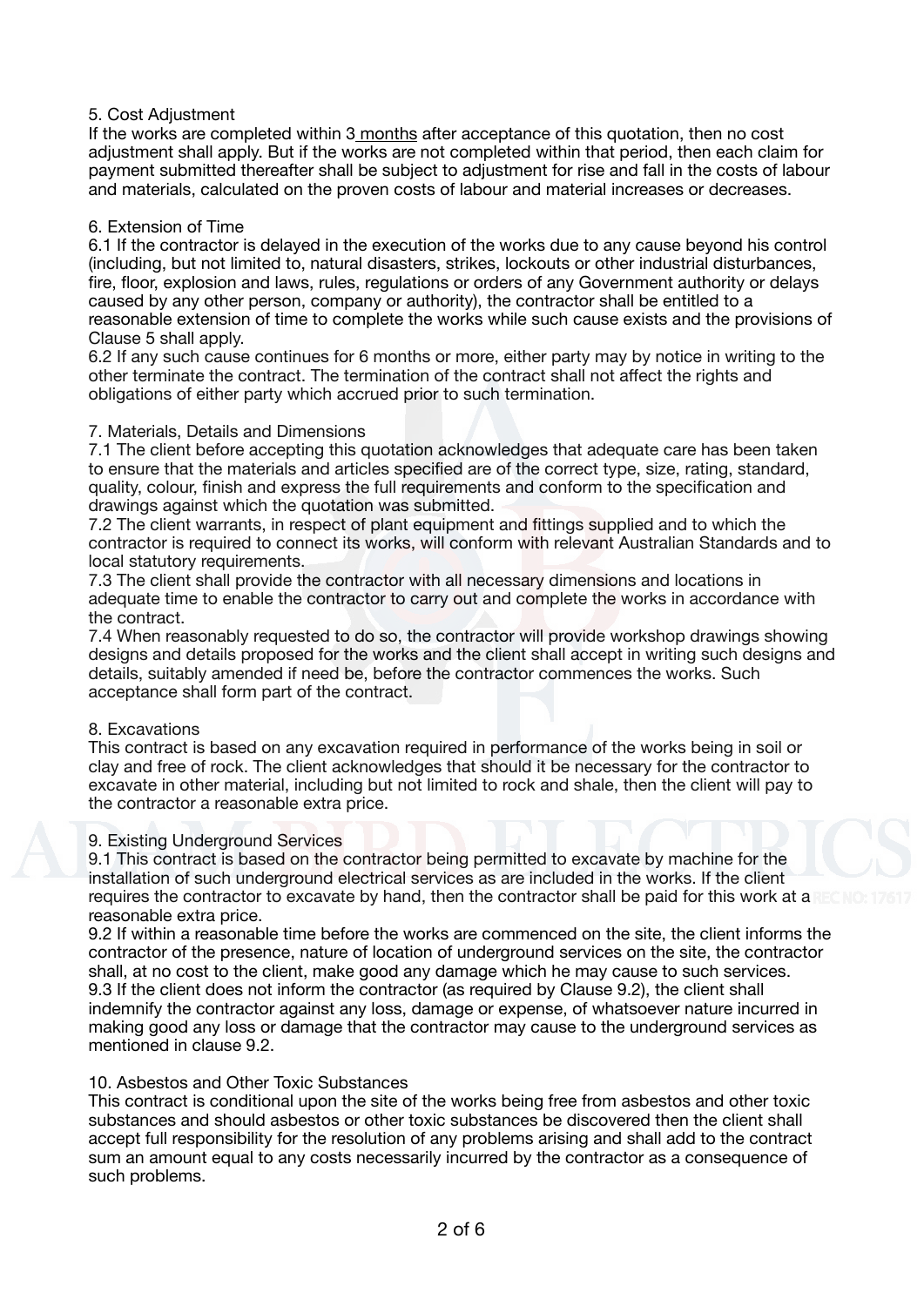## 5. Cost Adjustment

If the works are completed within 3 months after acceptance of this quotation, then no cost adjustment shall apply. But if the works are not completed within that period, then each claim for payment submitted thereafter shall be subject to adjustment for rise and fall in the costs of labour and materials, calculated on the proven costs of labour and material increases or decreases.

## 6. Extension of Time

6.1 If the contractor is delayed in the execution of the works due to any cause beyond his control (including, but not limited to, natural disasters, strikes, lockouts or other industrial disturbances, fire, floor, explosion and laws, rules, regulations or orders of any Government authority or delays caused by any other person, company or authority), the contractor shall be entitled to a reasonable extension of time to complete the works while such cause exists and the provisions of Clause 5 shall apply.

6.2 If any such cause continues for 6 months or more, either party may by notice in writing to the other terminate the contract. The termination of the contract shall not affect the rights and obligations of either party which accrued prior to such termination.

## 7. Materials, Details and Dimensions

7.1 The client before accepting this quotation acknowledges that adequate care has been taken to ensure that the materials and articles specified are of the correct type, size, rating, standard, quality, colour, finish and express the full requirements and conform to the specification and drawings against which the quotation was submitted.

7.2 The client warrants, in respect of plant equipment and fittings supplied and to which the contractor is required to connect its works, will conform with relevant Australian Standards and to local statutory requirements.

7.3 The client shall provide the contractor with all necessary dimensions and locations in adequate time to enable the contractor to carry out and complete the works in accordance with the contract.

7.4 When reasonably requested to do so, the contractor will provide workshop drawings showing designs and details proposed for the works and the client shall accept in writing such designs and details, suitably amended if need be, before the contractor commences the works. Such acceptance shall form part of the contract.

## 8. Excavations

This contract is based on any excavation required in performance of the works being in soil or clay and free of rock. The client acknowledges that should it be necessary for the contractor to excavate in other material, including but not limited to rock and shale, then the client will pay to the contractor a reasonable extra price.

## 9. Existing Underground Services

9.1 This contract is based on the contractor being permitted to excavate by machine for the installation of such underground electrical services as are included in the works. If the client requires the contractor to excavate by hand, then the contractor shall be paid for this work at a reasonable extra price.

9.2 If within a reasonable time before the works are commenced on the site, the client informs the contractor of the presence, nature of location of underground services on the site, the contractor shall, at no cost to the client, make good any damage which he may cause to such services.

9.3 If the client does not inform the contractor (as required by Clause 9.2), the client shall indemnify the contractor against any loss, damage or expense, of whatsoever nature incurred in making good any loss or damage that the contractor may cause to the underground services as mentioned in clause 9.2.

## 10. Asbestos and Other Toxic Substances

This contract is conditional upon the site of the works being free from asbestos and other toxic substances and should asbestos or other toxic substances be discovered then the client shall accept full responsibility for the resolution of any problems arising and shall add to the contract sum an amount equal to any costs necessarily incurred by the contractor as a consequence of such problems.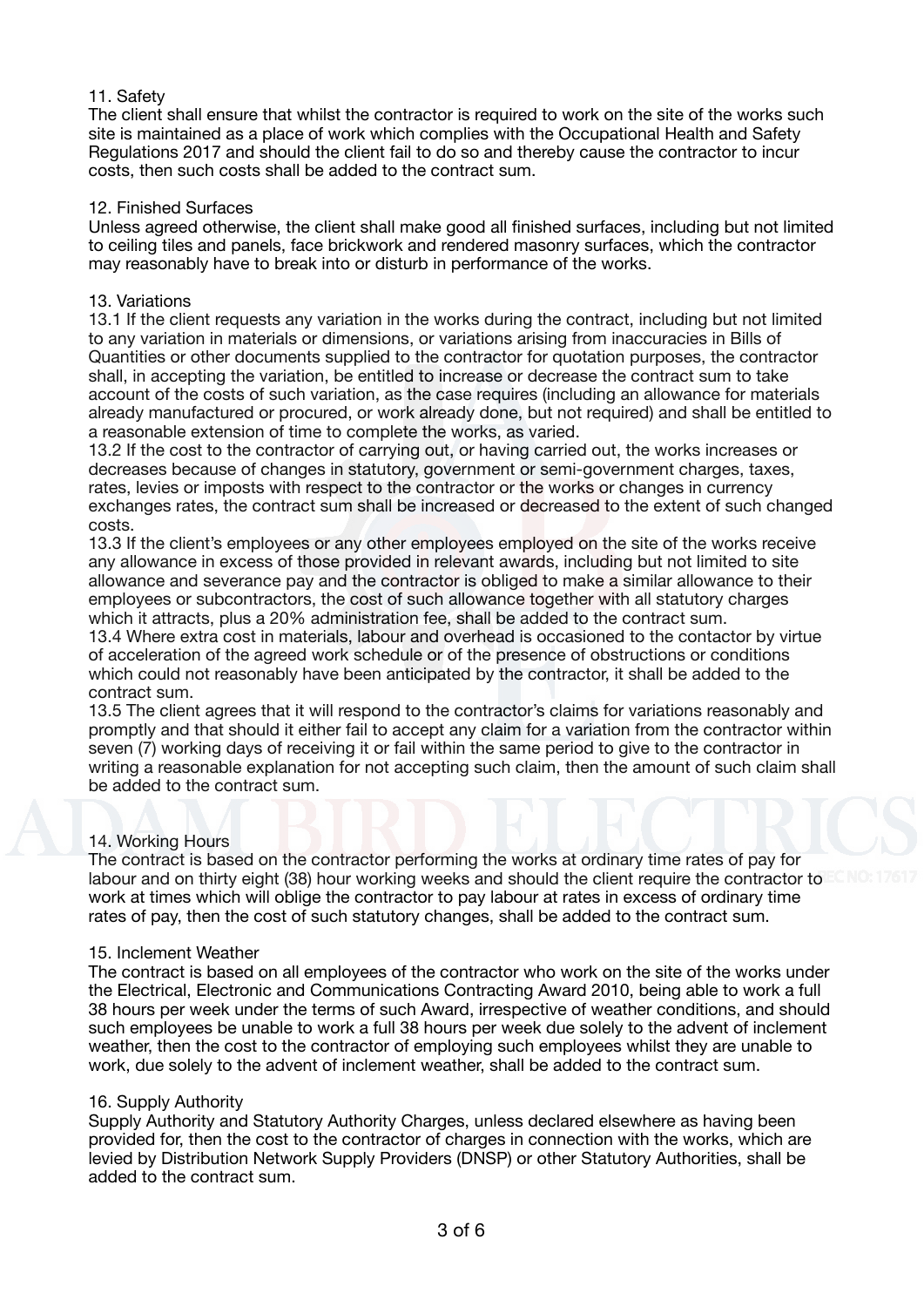## 11. Safety

The client shall ensure that whilst the contractor is required to work on the site of the works such site is maintained as a place of work which complies with the Occupational Health and Safety Regulations 2017 and should the client fail to do so and thereby cause the contractor to incur costs, then such costs shall be added to the contract sum.

## 12. Finished Surfaces

Unless agreed otherwise, the client shall make good all finished surfaces, including but not limited to ceiling tiles and panels, face brickwork and rendered masonry surfaces, which the contractor may reasonably have to break into or disturb in performance of the works.

## 13. Variations

13.1 If the client requests any variation in the works during the contract, including but not limited to any variation in materials or dimensions, or variations arising from inaccuracies in Bills of Quantities or other documents supplied to the contractor for quotation purposes, the contractor shall, in accepting the variation, be entitled to increase or decrease the contract sum to take account of the costs of such variation, as the case requires (including an allowance for materials already manufactured or procured, or work already done, but not required) and shall be entitled to a reasonable extension of time to complete the works, as varied.

13.2 If the cost to the contractor of carrying out, or having carried out, the works increases or decreases because of changes in statutory, government or semi-government charges, taxes, rates, levies or imposts with respect to the contractor or the works or changes in currency exchanges rates, the contract sum shall be increased or decreased to the extent of such changed costs.

13.3 If the client's employees or any other employees employed on the site of the works receive any allowance in excess of those provided in relevant awards, including but not limited to site allowance and severance pay and the contractor is obliged to make a similar allowance to their employees or subcontractors, the cost of such allowance together with all statutory charges which it attracts, plus a 20% administration fee, shall be added to the contract sum.

13.4 Where extra cost in materials, labour and overhead is occasioned to the contactor by virtue of acceleration of the agreed work schedule or of the presence of obstructions or conditions which could not reasonably have been anticipated by the contractor, it shall be added to the contract sum.

13.5 The client agrees that it will respond to the contractor's claims for variations reasonably and promptly and that should it either fail to accept any claim for a variation from the contractor within seven (7) working days of receiving it or fail within the same period to give to the contractor in writing a reasonable explanation for not accepting such claim, then the amount of such claim shall be added to the contract sum.

## 14. Working Hours

The contract is based on the contractor performing the works at ordinary time rates of pay for labour and on thirty eight (38) hour working weeks and should the client require the contractor to work at times which will oblige the contractor to pay labour at rates in excess of ordinary time rates of pay, then the cost of such statutory changes, shall be added to the contract sum.

## 15. Inclement Weather

The contract is based on all employees of the contractor who work on the site of the works under the Electrical, Electronic and Communications Contracting Award 2010, being able to work a full 38 hours per week under the terms of such Award, irrespective of weather conditions, and should such employees be unable to work a full 38 hours per week due solely to the advent of inclement weather, then the cost to the contractor of employing such employees whilst they are unable to work, due solely to the advent of inclement weather, shall be added to the contract sum.

## 16. Supply Authority

Supply Authority and Statutory Authority Charges, unless declared elsewhere as having been provided for, then the cost to the contractor of charges in connection with the works, which are levied by Distribution Network Supply Providers (DNSP) or other Statutory Authorities, shall be added to the contract sum.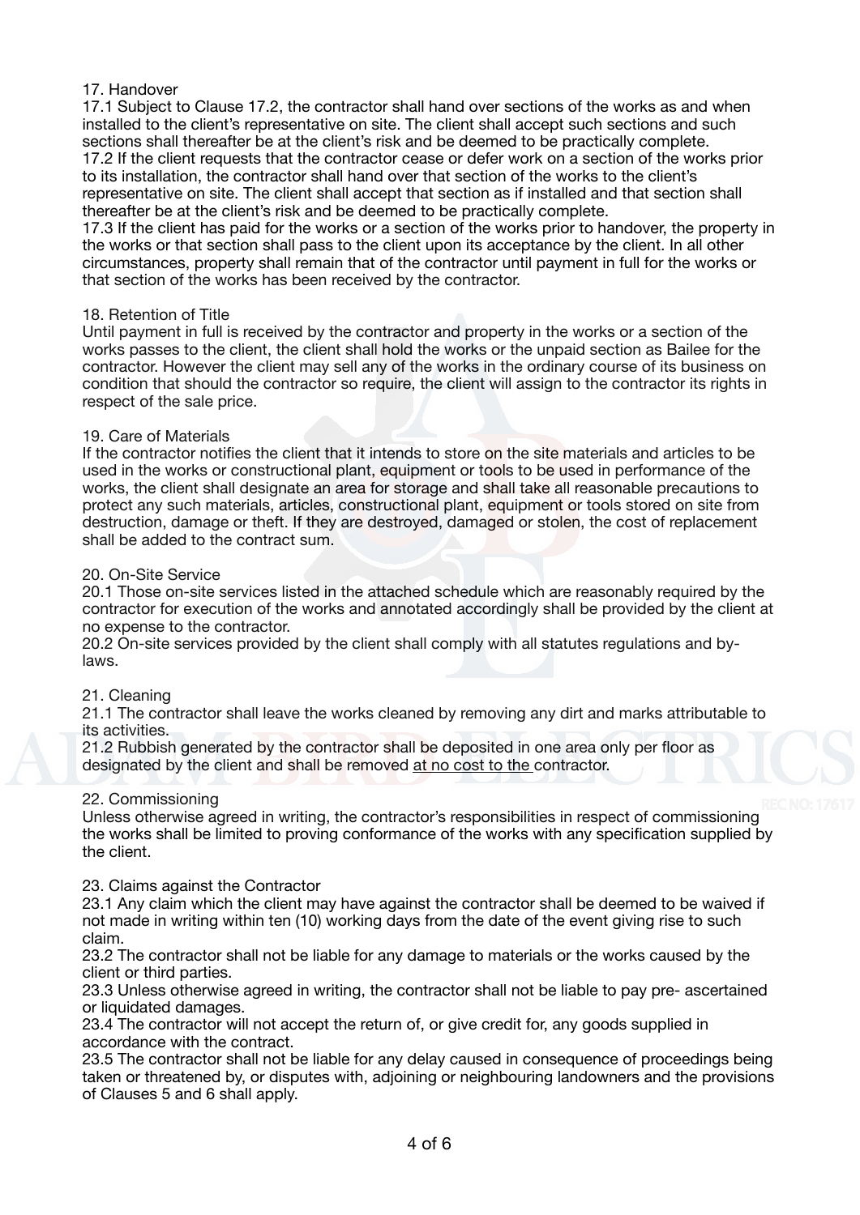## 17. Handover

17.1 Subject to Clause 17.2, the contractor shall hand over sections of the works as and when installed to the client's representative on site. The client shall accept such sections and such sections shall thereafter be at the client's risk and be deemed to be practically complete.
17.2 If the client requests that the contractor cease or defer work on a section of the works prior to its installation, the contractor shall hand over that section of the works to the client's representative on site. The client shall accept that section as if installed and that section shall thereafter be at the client's risk and be deemed to be practically complete.
17.3 If the client has paid for the works or a section of the works prior to handover, the property in the works or that section shall pass to the client upon its acceptance by the client. In all other circumstances, property shall remain that of the contractor until payment in full for the works or that section of the works has been received by the contractor.

## 18. Retention of Title

Until payment in full is received by the contractor and property in the works or a section of the works passes to the client, the client shall hold the works or the unpaid section as Bailee for the contractor. However the client may sell any of the works in the ordinary course of its business on condition that should the contractor so require, the client will assign to the contractor its rights in respect of the sale price.

## 19. Care of Materials

If the contractor notifies the client that it intends to store on the site materials and articles to be used in the works or constructional plant, equipment or tools to be used in performance of the works, the client shall designate an area for storage and shall take all reasonable precautions to protect any such materials, articles, constructional plant, equipment or tools stored on site from destruction, damage or theft. If they are destroyed, damaged or stolen, the cost of replacement shall be added to the contract sum.

## 20. On-Site Service

20.1 Those on-site services listed in the attached schedule which are reasonably required by the contractor for execution of the works and annotated accordingly shall be provided by the client at no expense to the contractor.
20.2 On-site services provided by the client shall comply with all statutes regulations and by-laws.

## 21. Cleaning

21.1 The contractor shall leave the works cleaned by removing any dirt and marks attributable to its activities.
21.2 Rubbish generated by the contractor shall be deposited in one area only per floor as designated by the client and shall be removed <u>at no cost to the </u>contractor.

## 22. Commissioning

Unless otherwise agreed in writing, the contractor's responsibilities in respect of commissioning the works shall be limited to proving conformance of the works with any specification supplied by the client.

## 23. Claims against the Contractor

23.1 Any claim which the client may have against the contractor shall be deemed to be waived if not made in writing within ten (10) working days from the date of the event giving rise to such claim.
23.2 The contractor shall not be liable for any damage to materials or the works caused by the client or third parties.
23.3 Unless otherwise agreed in writing, the contractor shall not be liable to pay pre- ascertained or liquidated damages.
23.4 The contractor will not accept the return of, or give credit for, any goods supplied in accordance with the contract.
23.5 The contractor shall not be liable for any delay caused in consequence of proceedings being taken or threatened by, or disputes with, adjoining or neighbouring landowners and the provisions of Clauses 5 and 6 shall apply.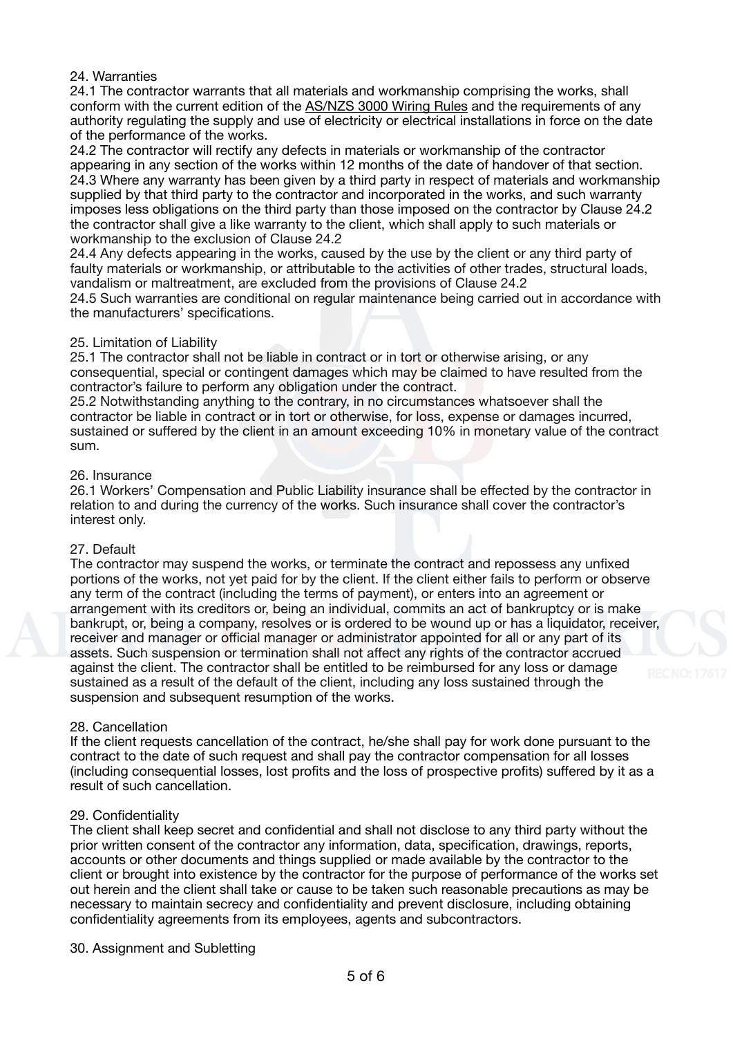## 24. Warranties

24.1 The contractor warrants that all materials and workmanship comprising the works, shall conform with the current edition of the AS/NZS 3000 Wiring Rules and the requirements of any authority regulating the supply and use of electricity or electrical installations in force on the date of the performance of the works.

24.2 The contractor will rectify any defects in materials or workmanship of the contractor appearing in any section of the works within 12 months of the date of handover of that section.

24.3 Where any warranty has been given by a third party in respect of materials and workmanship supplied by that third party to the contractor and incorporated in the works, and such warranty imposes less obligations on the third party than those imposed on the contractor by Clause 24.2 the contractor shall give a like warranty to the client, which shall apply to such materials or workmanship to the exclusion of Clause 24.2

24.4 Any defects appearing in the works, caused by the use by the client or any third party of faulty materials or workmanship, or attributable to the activities of other trades, structural loads, vandalism or maltreatment, are excluded from the provisions of Clause 24.2

24.5 Such warranties are conditional on regular maintenance being carried out in accordance with the manufacturers' specifications.

## 25. Limitation of Liability

25.1 The contractor shall not be liable in contract or in tort or otherwise arising, or any consequential, special or contingent damages which may be claimed to have resulted from the contractor's failure to perform any obligation under the contract.

25.2 Notwithstanding anything to the contrary, in no circumstances whatsoever shall the contractor be liable in contract or in tort or otherwise, for loss, expense or damages incurred, sustained or suffered by the client in an amount exceeding 10% in monetary value of the contract sum.

## 26. Insurance

26.1 Workers' Compensation and Public Liability insurance shall be effected by the contractor in relation to and during the currency of the works. Such insurance shall cover the contractor's interest only.

## 27. Default

The contractor may suspend the works, or terminate the contract and repossess any unfixed portions of the works, not yet paid for by the client. If the client either fails to perform or observe any term of the contract (including the terms of payment), or enters into an agreement or arrangement with its creditors or, being an individual, commits an act of bankruptcy or is make bankrupt, or, being a company, resolves or is ordered to be wound up or has a liquidator, receiver, receiver and manager or official manager or administrator appointed for all or any part of its assets. Such suspension or termination shall not affect any rights of the contractor accrued against the client. The contractor shall be entitled to be reimbursed for any loss or damage sustained as a result of the default of the client, including any loss sustained through the suspension and subsequent resumption of the works.

## 28. Cancellation

If the client requests cancellation of the contract, he/she shall pay for work done pursuant to the contract to the date of such request and shall pay the contractor compensation for all losses (including consequential losses, lost profits and the loss of prospective profits) suffered by it as a result of such cancellation.

## 29. Confidentiality

The client shall keep secret and confidential and shall not disclose to any third party without the prior written consent of the contractor any information, data, specification, drawings, reports, accounts or other documents and things supplied or made available by the contractor to the client or brought into existence by the contractor for the purpose of performance of the works set out herein and the client shall take or cause to be taken such reasonable precautions as may be necessary to maintain secrecy and confidentiality and prevent disclosure, including obtaining confidentiality agreements from its employees, agents and subcontractors.

## 30. Assignment and Subletting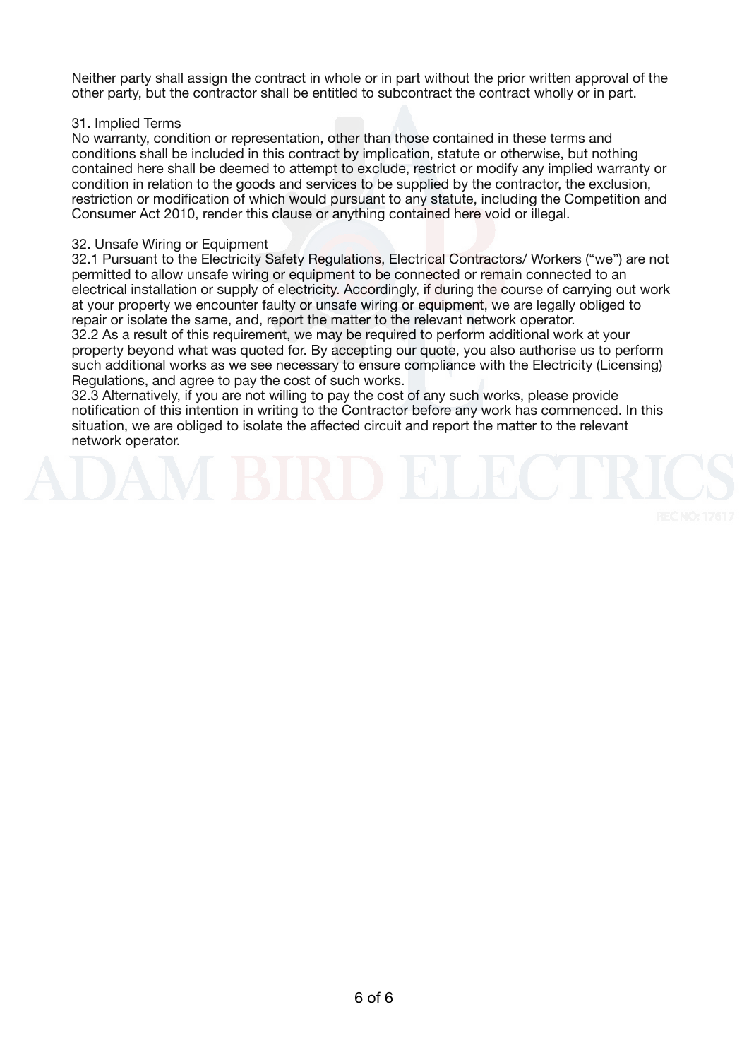Neither party shall assign the contract in whole or in part without the prior written approval of the other party, but the contractor shall be entitled to subcontract the contract wholly or in part.

## 31. Implied Terms

No warranty, condition or representation, other than those contained in these terms and conditions shall be included in this contract by implication, statute or otherwise, but nothing contained here shall be deemed to attempt to exclude, restrict or modify any implied warranty or condition in relation to the goods and services to be supplied by the contractor, the exclusion, restriction or modification of which would pursuant to any statute, including the Competition and Consumer Act 2010, render this clause or anything contained here void or illegal.

## 32. Unsafe Wiring or Equipment

32.1 Pursuant to the Electricity Safety Regulations, Electrical Contractors/ Workers ("we") are not permitted to allow unsafe wiring or equipment to be connected or remain connected to an electrical installation or supply of electricity. Accordingly, if during the course of carrying out work at your property we encounter faulty or unsafe wiring or equipment, we are legally obliged to repair or isolate the same, and, report the matter to the relevant network operator.

32.2 As a result of this requirement, we may be required to perform additional work at your property beyond what was quoted for. By accepting our quote, you also authorise us to perform such additional works as we see necessary to ensure compliance with the Electricity (Licensing) Regulations, and agree to pay the cost of such works.

32.3 Alternatively, if you are not willing to pay the cost of any such works, please provide notification of this intention in writing to the Contractor before any work has commenced. In this situation, we are obliged to isolate the affected circuit and report the matter to the relevant network operator.